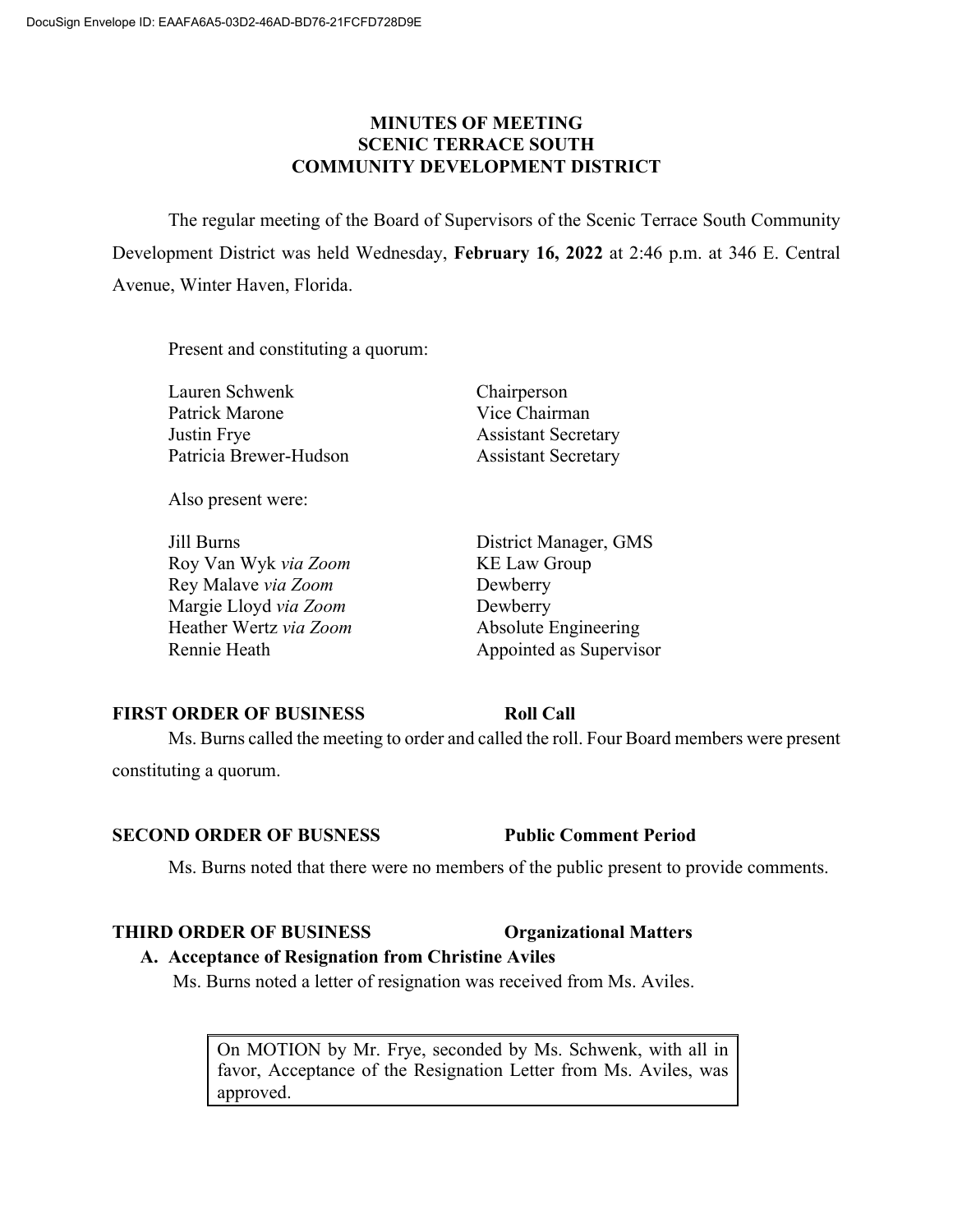DocuSign Envelope ID: EAAFA6A5-03D2-46AD-BD76-21FCFD728D9E

# MINUTES OF MEETING
# SCENIC TERRACE SOUTH
# COMMUNITY DEVELOPMENT DISTRICT

The regular meeting of the Board of Supervisors of the Scenic Terrace South Community Development District was held Wednesday, **February 16, 2022** at 2:46 p.m. at 346 E. Central Avenue, Winter Haven, Florida.

Present and constituting a quorum:

| | |
|---|---|
| Lauren Schwenk | Chairperson |
| Patrick Marone | Vice Chairman |
| Justin Frye | Assistant Secretary |
| Patricia Brewer-Hudson | Assistant Secretary |

Also present were:

| | |
|---|---|
| Jill Burns | District Manager, GMS |
| Roy Van Wyk *via Zoom* | KE Law Group |
| Rey Malave *via Zoom* | Dewberry |
| Margie Lloyd *via Zoom* | Dewberry |
| Heather Wertz *via Zoom* | Absolute Engineering |
| Rennie Heath | Appointed as Supervisor |

**FIRST ORDER OF BUSINESS** **Roll Call**

Ms. Burns called the meeting to order and called the roll. Four Board members were present constituting a quorum.

**SECOND ORDER OF BUSNESS** **Public Comment Period**

Ms. Burns noted that there were no members of the public present to provide comments.

**THIRD ORDER OF BUSINESS** **Organizational Matters**

**A. Acceptance of Resignation from Christine Aviles**

Ms. Burns noted a letter of resignation was received from Ms. Aviles.

> On MOTION by Mr. Frye, seconded by Ms. Schwenk, with all in favor, Acceptance of the Resignation Letter from Ms. Aviles, was approved.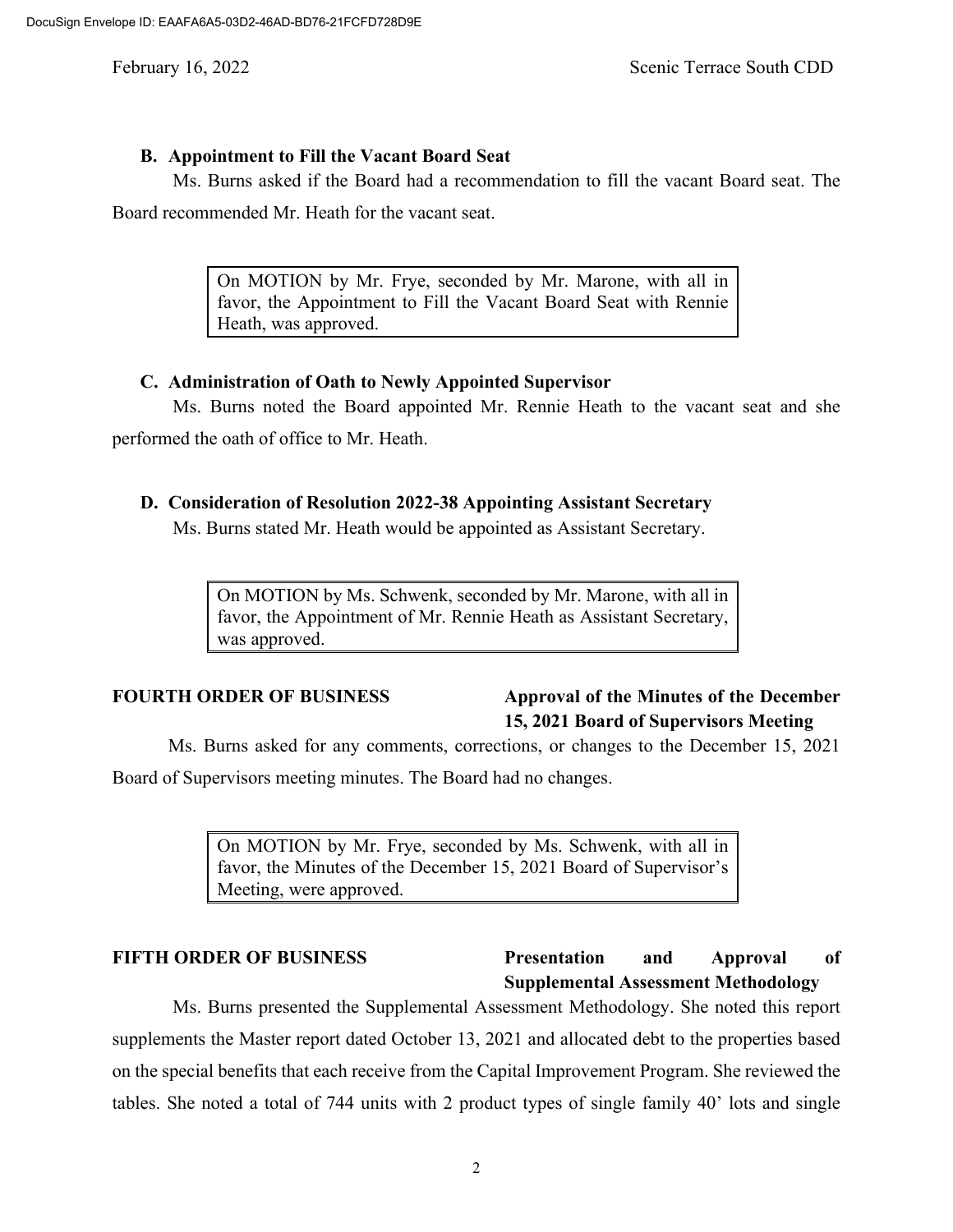### B. Appointment to Fill the Vacant Board Seat

Ms. Burns asked if the Board had a recommendation to fill the vacant Board seat. The Board recommended Mr. Heath for the vacant seat.

> On MOTION by Mr. Frye, seconded by Mr. Marone, with all in favor, the Appointment to Fill the Vacant Board Seat with Rennie Heath, was approved.

### C. Administration of Oath to Newly Appointed Supervisor

Ms. Burns noted the Board appointed Mr. Rennie Heath to the vacant seat and she performed the oath of office to Mr. Heath.

### D. Consideration of Resolution 2022-38 Appointing Assistant Secretary

Ms. Burns stated Mr. Heath would be appointed as Assistant Secretary.

> On MOTION by Ms. Schwenk, seconded by Mr. Marone, with all in favor, the Appointment of Mr. Rennie Heath as Assistant Secretary, was approved.

**FOURTH ORDER OF BUSINESS** **Approval of the Minutes of the December 15, 2021 Board of Supervisors Meeting**

Ms. Burns asked for any comments, corrections, or changes to the December 15, 2021 Board of Supervisors meeting minutes. The Board had no changes.

> On MOTION by Mr. Frye, seconded by Ms. Schwenk, with all in favor, the Minutes of the December 15, 2021 Board of Supervisor's Meeting, were approved.

**FIFTH ORDER OF BUSINESS** **Presentation and Approval of Supplemental Assessment Methodology**

Ms. Burns presented the Supplemental Assessment Methodology. She noted this report supplements the Master report dated October 13, 2021 and allocated debt to the properties based on the special benefits that each receive from the Capital Improvement Program. She reviewed the tables. She noted a total of 744 units with 2 product types of single family 40' lots and single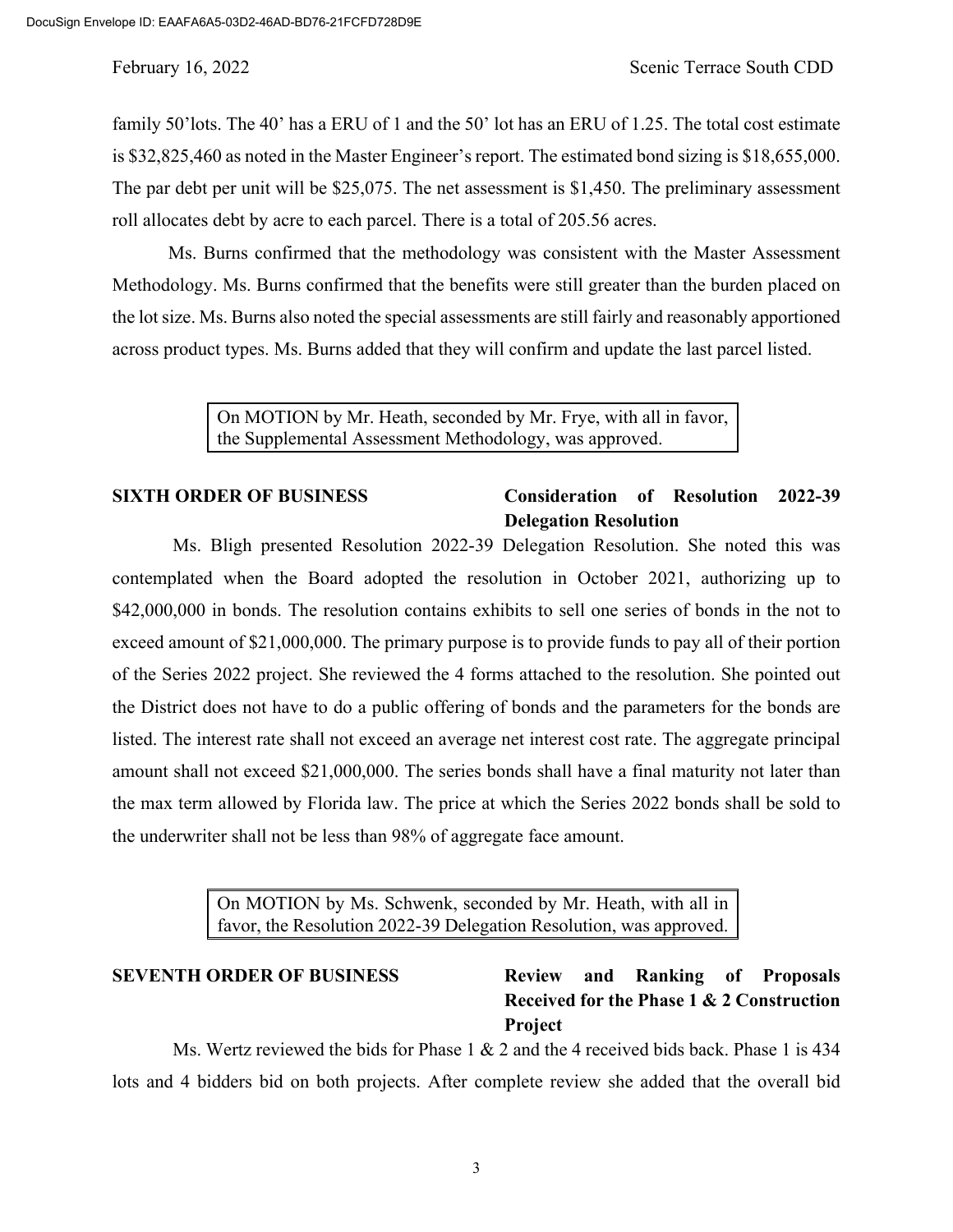family 50'lots. The 40' has a ERU of 1 and the 50' lot has an ERU of 1.25. The total cost estimate is $32,825,460 as noted in the Master Engineer's report. The estimated bond sizing is $18,655,000. The par debt per unit will be $25,075. The net assessment is $1,450. The preliminary assessment roll allocates debt by acre to each parcel. There is a total of 205.56 acres.

Ms. Burns confirmed that the methodology was consistent with the Master Assessment Methodology. Ms. Burns confirmed that the benefits were still greater than the burden placed on the lot size. Ms. Burns also noted the special assessments are still fairly and reasonably apportioned across product types. Ms. Burns added that they will confirm and update the last parcel listed.

> On MOTION by Mr. Heath, seconded by Mr. Frye, with all in favor, the Supplemental Assessment Methodology, was approved.

**SIXTH ORDER OF BUSINESS** **Consideration of Resolution 2022-39 Delegation Resolution**

Ms. Bligh presented Resolution 2022-39 Delegation Resolution. She noted this was contemplated when the Board adopted the resolution in October 2021, authorizing up to $42,000,000 in bonds. The resolution contains exhibits to sell one series of bonds in the not to exceed amount of $21,000,000. The primary purpose is to provide funds to pay all of their portion of the Series 2022 project. She reviewed the 4 forms attached to the resolution. She pointed out the District does not have to do a public offering of bonds and the parameters for the bonds are listed. The interest rate shall not exceed an average net interest cost rate. The aggregate principal amount shall not exceed $21,000,000. The series bonds shall have a final maturity not later than the max term allowed by Florida law. The price at which the Series 2022 bonds shall be sold to the underwriter shall not be less than 98% of aggregate face amount.

> On MOTION by Ms. Schwenk, seconded by Mr. Heath, with all in favor, the Resolution 2022-39 Delegation Resolution, was approved.

**SEVENTH ORDER OF BUSINESS** **Review and Ranking of Proposals Received for the Phase 1 & 2 Construction Project**

Ms. Wertz reviewed the bids for Phase 1 & 2 and the 4 received bids back. Phase 1 is 434 lots and 4 bidders bid on both projects. After complete review she added that the overall bid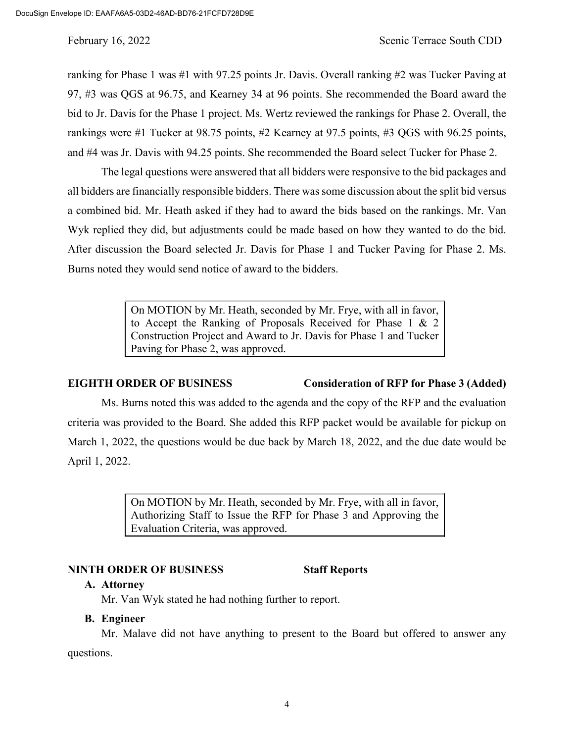ranking for Phase 1 was #1 with 97.25 points Jr. Davis. Overall ranking #2 was Tucker Paving at 97, #3 was QGS at 96.75, and Kearney 34 at 96 points. She recommended the Board award the bid to Jr. Davis for the Phase 1 project. Ms. Wertz reviewed the rankings for Phase 2. Overall, the rankings were #1 Tucker at 98.75 points, #2 Kearney at 97.5 points, #3 QGS with 96.25 points, and #4 was Jr. Davis with 94.25 points. She recommended the Board select Tucker for Phase 2.

The legal questions were answered that all bidders were responsive to the bid packages and all bidders are financially responsible bidders. There was some discussion about the split bid versus a combined bid. Mr. Heath asked if they had to award the bids based on the rankings. Mr. Van Wyk replied they did, but adjustments could be made based on how they wanted to do the bid. After discussion the Board selected Jr. Davis for Phase 1 and Tucker Paving for Phase 2. Ms. Burns noted they would send notice of award to the bidders.

> On MOTION by Mr. Heath, seconded by Mr. Frye, with all in favor, to Accept the Ranking of Proposals Received for Phase 1 & 2 Construction Project and Award to Jr. Davis for Phase 1 and Tucker Paving for Phase 2, was approved.

**EIGHTH ORDER OF BUSINESS** **Consideration of RFP for Phase 3 (Added)**

Ms. Burns noted this was added to the agenda and the copy of the RFP and the evaluation criteria was provided to the Board. She added this RFP packet would be available for pickup on March 1, 2022, the questions would be due back by March 18, 2022, and the due date would be April 1, 2022.

> On MOTION by Mr. Heath, seconded by Mr. Frye, with all in favor, Authorizing Staff to Issue the RFP for Phase 3 and Approving the Evaluation Criteria, was approved.

**NINTH ORDER OF BUSINESS** **Staff Reports**

**A. Attorney**

Mr. Van Wyk stated he had nothing further to report.

**B. Engineer**

Mr. Malave did not have anything to present to the Board but offered to answer any questions.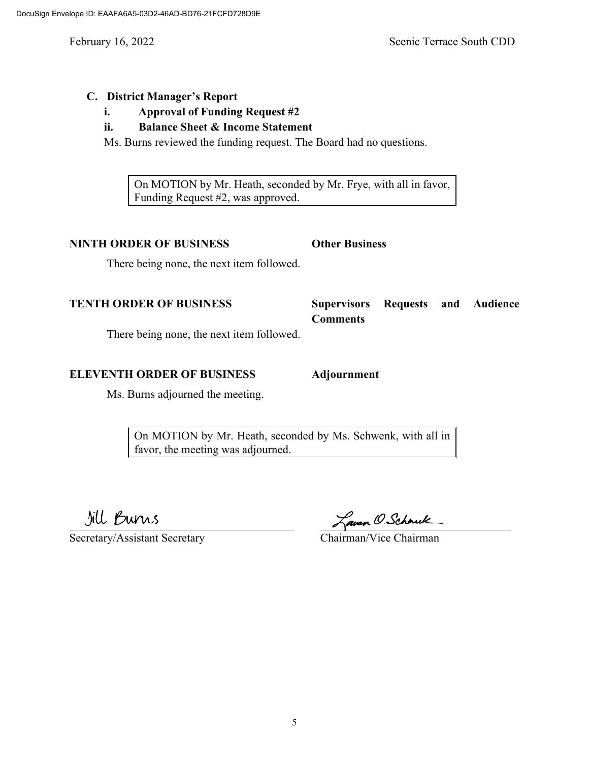**C. District Manager's Report**

**i. Approval of Funding Request #2**

**ii. Balance Sheet & Income Statement**

Ms. Burns reviewed the funding request. The Board had no questions.

> On MOTION by Mr. Heath, seconded by Mr. Frye, with all in favor, Funding Request #2, was approved.

**NINTH ORDER OF BUSINESS** **Other Business**

There being none, the next item followed.

**TENTH ORDER OF BUSINESS** **Supervisors Requests and Audience Comments**

There being none, the next item followed.

**ELEVENTH ORDER OF BUSINESS** **Adjournment**

Ms. Burns adjourned the meeting.

> On MOTION by Mr. Heath, seconded by Ms. Schwenk, with all in favor, the meeting was adjourned.

Jill Burns
Secretary/Assistant Secretary

Lauren O. Schwenk
Chairman/Vice Chairman